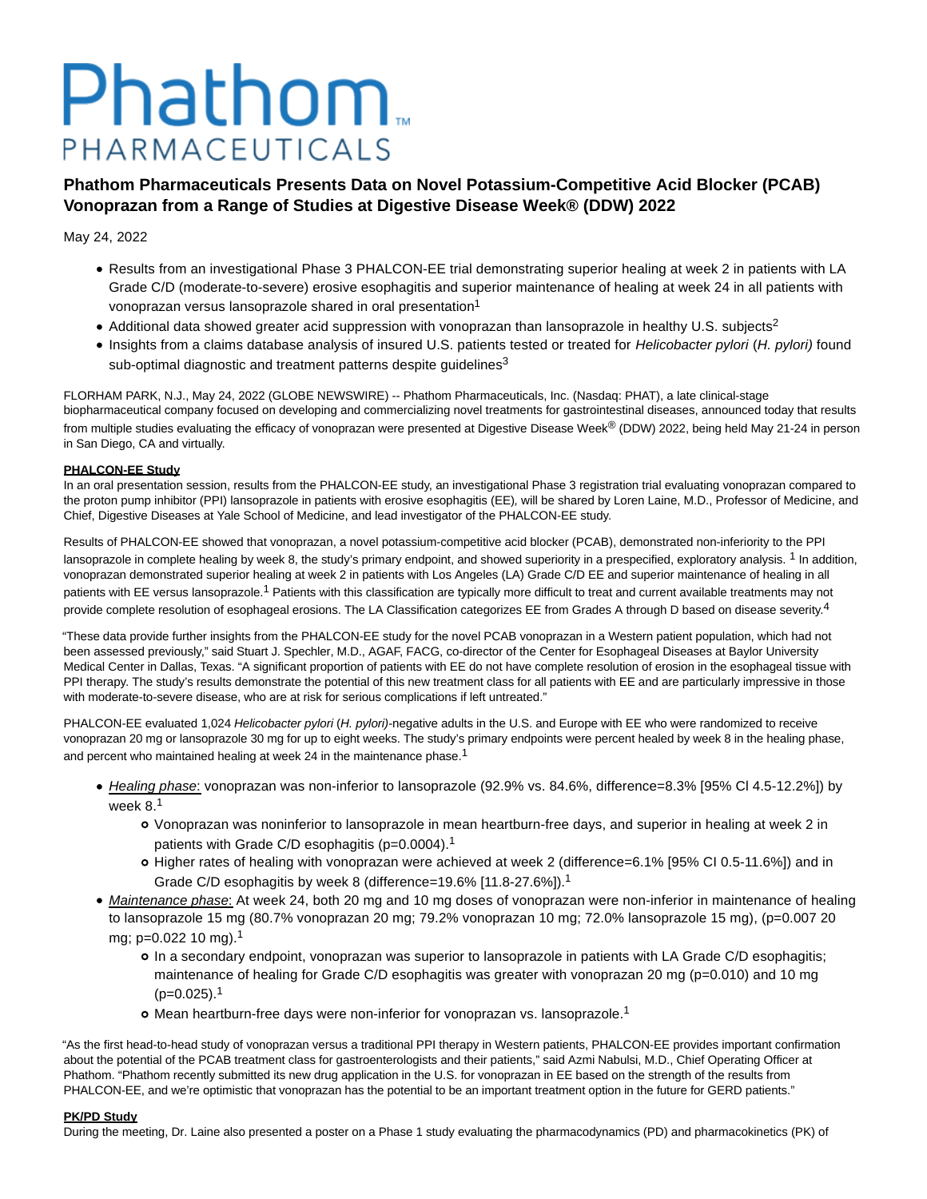Phathom PHARMACEUTICALS

# Phathom Pharmaceuticals Presents Data on Novel Potassium-Competitive Acid Blocker (PCAB) Vonoprazan from a Range of Studies at Digestive Disease Week® (DDW) 2022

May 24, 2022

- Results from an investigational Phase 3 PHALCON-EE trial demonstrating superior healing at week 2 in patients with LA Grade C/D (moderate-to-severe) erosive esophagitis and superior maintenance of healing at week 24 in all patients with vonoprazan versus lansoprazole shared in oral presentation[1]
- Additional data showed greater acid suppression with vonoprazan than lansoprazole in healthy U.S. subjects[2]
- Insights from a claims database analysis of insured U.S. patients tested or treated for *Helicobacter pylori* (*H. pylori)* found sub-optimal diagnostic and treatment patterns despite guidelines[3]

FLORHAM PARK, N.J., May 24, 2022 (GLOBE NEWSWIRE) -- Phathom Pharmaceuticals, Inc. (Nasdaq: PHAT), a late clinical-stage biopharmaceutical company focused on developing and commercializing novel treatments for gastrointestinal diseases, announced today that results from multiple studies evaluating the efficacy of vonoprazan were presented at Digestive Disease Week® (DDW) 2022, being held May 21-24 in person in San Diego, CA and virtually.

**PHALCON-EE Study**

In an oral presentation session, results from the PHALCON-EE study, an investigational Phase 3 registration trial evaluating vonoprazan compared to the proton pump inhibitor (PPI) lansoprazole in patients with erosive esophagitis (EE), will be shared by Loren Laine, M.D., Professor of Medicine, and Chief, Digestive Diseases at Yale School of Medicine, and lead investigator of the PHALCON-EE study.

Results of PHALCON-EE showed that vonoprazan, a novel potassium-competitive acid blocker (PCAB), demonstrated non-inferiority to the PPI lansoprazole in complete healing by week 8, the study's primary endpoint, and showed superiority in a prespecified, exploratory analysis. [1] In addition, vonoprazan demonstrated superior healing at week 2 in patients with Los Angeles (LA) Grade C/D EE and superior maintenance of healing in all patients with EE versus lansoprazole.[1] Patients with this classification are typically more difficult to treat and current available treatments may not provide complete resolution of esophageal erosions. The LA Classification categorizes EE from Grades A through D based on disease severity.[4]

"These data provide further insights from the PHALCON-EE study for the novel PCAB vonoprazan in a Western patient population, which had not been assessed previously," said Stuart J. Spechler, M.D., AGAF, FACG, co-director of the Center for Esophageal Diseases at Baylor University Medical Center in Dallas, Texas. "A significant proportion of patients with EE do not have complete resolution of erosion in the esophageal tissue with PPI therapy. The study's results demonstrate the potential of this new treatment class for all patients with EE and are particularly impressive in those with moderate-to-severe disease, who are at risk for serious complications if left untreated."

PHALCON-EE evaluated 1,024 *Helicobacter pylori* (*H. pylori)*-negative adults in the U.S. and Europe with EE who were randomized to receive vonoprazan 20 mg or lansoprazole 30 mg for up to eight weeks. The study's primary endpoints were percent healed by week 8 in the healing phase, and percent who maintained healing at week 24 in the maintenance phase.[1]

- *Healing phase*: vonoprazan was non-inferior to lansoprazole (92.9% vs. 84.6%, difference=8.3% [95% CI 4.5-12.2%]) by week 8.[1]
  - Vonoprazan was noninferior to lansoprazole in mean heartburn-free days, and superior in healing at week 2 in patients with Grade C/D esophagitis (p=0.0004).[1]
  - Higher rates of healing with vonoprazan were achieved at week 2 (difference=6.1% [95% CI 0.5-11.6%]) and in Grade C/D esophagitis by week 8 (difference=19.6% [11.8-27.6%]).[1]
- *Maintenance phase*: At week 24, both 20 mg and 10 mg doses of vonoprazan were non-inferior in maintenance of healing to lansoprazole 15 mg (80.7% vonoprazan 20 mg; 79.2% vonoprazan 10 mg; 72.0% lansoprazole 15 mg), (p=0.007 20 mg; p=0.022 10 mg).[1]
  - In a secondary endpoint, vonoprazan was superior to lansoprazole in patients with LA Grade C/D esophagitis; maintenance of healing for Grade C/D esophagitis was greater with vonoprazan 20 mg (p=0.010) and 10 mg (p=0.025).[1]
  - Mean heartburn-free days were non-inferior for vonoprazan vs. lansoprazole.[1]

"As the first head-to-head study of vonoprazan versus a traditional PPI therapy in Western patients, PHALCON-EE provides important confirmation about the potential of the PCAB treatment class for gastroenterologists and their patients," said Azmi Nabulsi, M.D., Chief Operating Officer at Phathom. "Phathom recently submitted its new drug application in the U.S. for vonoprazan in EE based on the strength of the results from PHALCON-EE, and we're optimistic that vonoprazan has the potential to be an important treatment option in the future for GERD patients."

**PK/PD Study**

During the meeting, Dr. Laine also presented a poster on a Phase 1 study evaluating the pharmacodynamics (PD) and pharmacokinetics (PK) of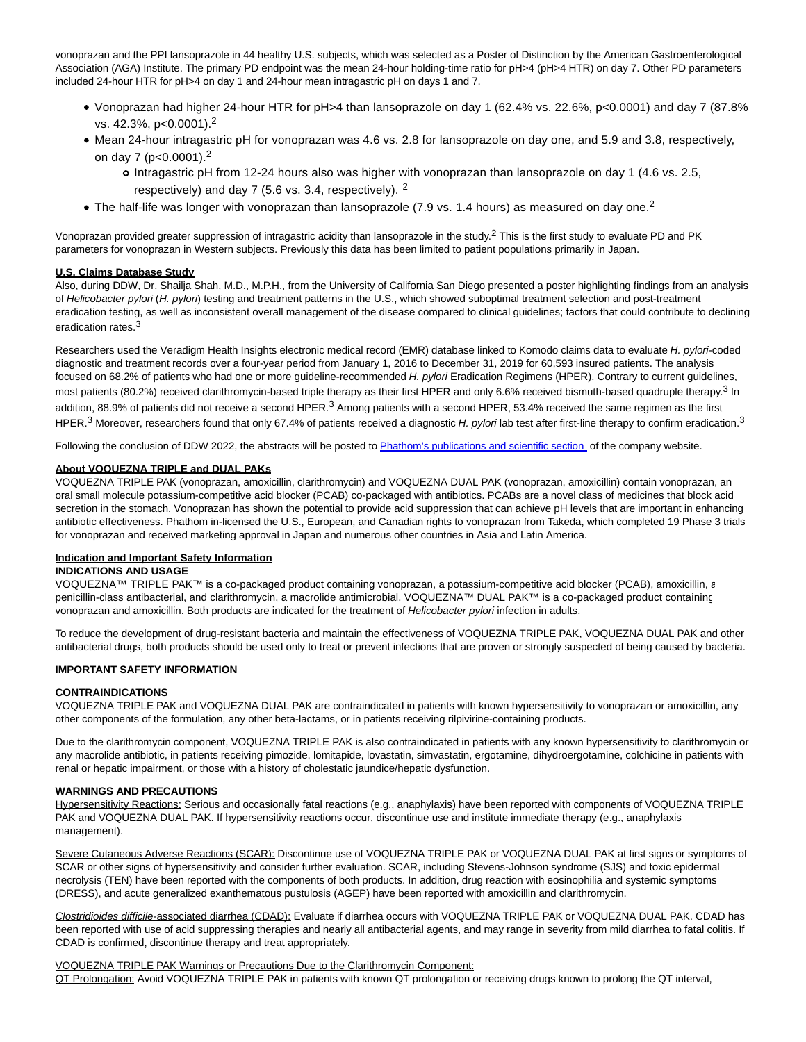vonoprazan and the PPI lansoprazole in 44 healthy U.S. subjects, which was selected as a Poster of Distinction by the American Gastroenterological Association (AGA) Institute. The primary PD endpoint was the mean 24-hour holding-time ratio for pH>4 (pH>4 HTR) on day 7. Other PD parameters included 24-hour HTR for pH>4 on day 1 and 24-hour mean intragastric pH on days 1 and 7.

- Vonoprazan had higher 24-hour HTR for pH>4 than lansoprazole on day 1 (62.4% vs. 22.6%, p<0.0001) and day 7 (87.8% vs. 42.3%, p<0.0001).[2]
- Mean 24-hour intragastric pH for vonoprazan was 4.6 vs. 2.8 for lansoprazole on day one, and 5.9 and 3.8, respectively, on day 7 (p<0.0001).[2]
  - Intragastric pH from 12-24 hours also was higher with vonoprazan than lansoprazole on day 1 (4.6 vs. 2.5, respectively) and day 7 (5.6 vs. 3.4, respectively). [2]
- The half-life was longer with vonoprazan than lansoprazole (7.9 vs. 1.4 hours) as measured on day one.[2]

Vonoprazan provided greater suppression of intragastric acidity than lansoprazole in the study.[2] This is the first study to evaluate PD and PK parameters for vonoprazan in Western subjects. Previously this data has been limited to patient populations primarily in Japan.

**U.S. Claims Database Study**

Also, during DDW, Dr. Shailja Shah, M.D., M.P.H., from the University of California San Diego presented a poster highlighting findings from an analysis of *Helicobacter pylori* (*H. pylori*) testing and treatment patterns in the U.S., which showed suboptimal treatment selection and post-treatment eradication testing, as well as inconsistent overall management of the disease compared to clinical guidelines; factors that could contribute to declining eradication rates.[3]

Researchers used the Veradigm Health Insights electronic medical record (EMR) database linked to Komodo claims data to evaluate *H. pylori*-coded diagnostic and treatment records over a four-year period from January 1, 2016 to December 31, 2019 for 60,593 insured patients. The analysis focused on 68.2% of patients who had one or more guideline-recommended *H. pylori* Eradication Regimens (HPER). Contrary to current guidelines, most patients (80.2%) received clarithromycin-based triple therapy as their first HPER and only 6.6% received bismuth-based quadruple therapy.[3] In addition, 88.9% of patients did not receive a second HPER.[3] Among patients with a second HPER, 53.4% received the same regimen as the first HPER.[3] Moreover, researchers found that only 67.4% of patients received a diagnostic *H. pylori* lab test after first-line therapy to confirm eradication.[3]

Following the conclusion of DDW 2022, the abstracts will be posted to Phathom's publications and scientific section of the company website.

**About VOQUEZNA TRIPLE and DUAL PAKs**

VOQUEZNA TRIPLE PAK (vonoprazan, amoxicillin, clarithromycin) and VOQUEZNA DUAL PAK (vonoprazan, amoxicillin) contain vonoprazan, an oral small molecule potassium-competitive acid blocker (PCAB) co-packaged with antibiotics. PCABs are a novel class of medicines that block acid secretion in the stomach. Vonoprazan has shown the potential to provide acid suppression that can achieve pH levels that are important in enhancing antibiotic effectiveness. Phathom in-licensed the U.S., European, and Canadian rights to vonoprazan from Takeda, which completed 19 Phase 3 trials for vonoprazan and received marketing approval in Japan and numerous other countries in Asia and Latin America.

**Indication and Important Safety Information**

**INDICATIONS AND USAGE**

VOQUEZNA™ TRIPLE PAK™ is a co-packaged product containing vonoprazan, a potassium-competitive acid blocker (PCAB), amoxicillin, a penicillin-class antibacterial, and clarithromycin, a macrolide antimicrobial. VOQUEZNA™ DUAL PAK™ is a co-packaged product containing vonoprazan and amoxicillin. Both products are indicated for the treatment of *Helicobacter pylori* infection in adults.

To reduce the development of drug-resistant bacteria and maintain the effectiveness of VOQUEZNA TRIPLE PAK, VOQUEZNA DUAL PAK and other antibacterial drugs, both products should be used only to treat or prevent infections that are proven or strongly suspected of being caused by bacteria.

**IMPORTANT SAFETY INFORMATION**

**CONTRAINDICATIONS**

VOQUEZNA TRIPLE PAK and VOQUEZNA DUAL PAK are contraindicated in patients with known hypersensitivity to vonoprazan or amoxicillin, any other components of the formulation, any other beta-lactams, or in patients receiving rilpivirine-containing products.

Due to the clarithromycin component, VOQUEZNA TRIPLE PAK is also contraindicated in patients with any known hypersensitivity to clarithromycin or any macrolide antibiotic, in patients receiving pimozide, lomitapide, lovastatin, simvastatin, ergotamine, dihydroergotamine, colchicine in patients with renal or hepatic impairment, or those with a history of cholestatic jaundice/hepatic dysfunction.

**WARNINGS AND PRECAUTIONS**

Hypersensitivity Reactions: Serious and occasionally fatal reactions (e.g., anaphylaxis) have been reported with components of VOQUEZNA TRIPLE PAK and VOQUEZNA DUAL PAK. If hypersensitivity reactions occur, discontinue use and institute immediate therapy (e.g., anaphylaxis management).

Severe Cutaneous Adverse Reactions (SCAR): Discontinue use of VOQUEZNA TRIPLE PAK or VOQUEZNA DUAL PAK at first signs or symptoms of SCAR or other signs of hypersensitivity and consider further evaluation. SCAR, including Stevens-Johnson syndrome (SJS) and toxic epidermal necrolysis (TEN) have been reported with the components of both products. In addition, drug reaction with eosinophilia and systemic symptoms (DRESS), and acute generalized exanthematous pustulosis (AGEP) have been reported with amoxicillin and clarithromycin.

*Clostridioides difficile*-associated diarrhea (CDAD): Evaluate if diarrhea occurs with VOQUEZNA TRIPLE PAK or VOQUEZNA DUAL PAK. CDAD has been reported with use of acid suppressing therapies and nearly all antibacterial agents, and may range in severity from mild diarrhea to fatal colitis. If CDAD is confirmed, discontinue therapy and treat appropriately.

VOQUEZNA TRIPLE PAK Warnings or Precautions Due to the Clarithromycin Component:

QT Prolongation: Avoid VOQUEZNA TRIPLE PAK in patients with known QT prolongation or receiving drugs known to prolong the QT interval,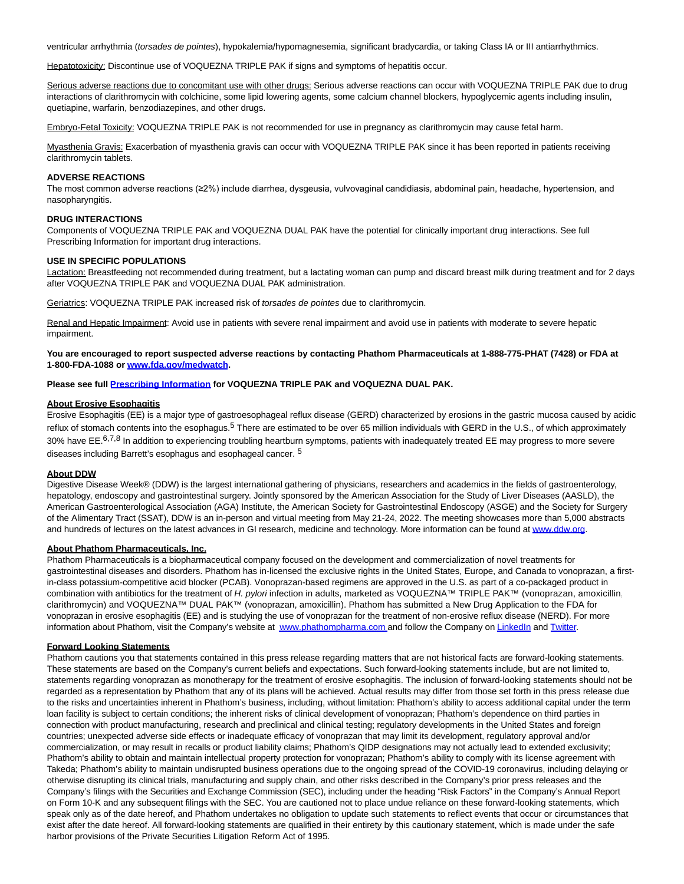ventricular arrhythmia (*torsades de pointes*), hypokalemia/hypomagnesemia, significant bradycardia, or taking Class IA or III antiarrhythmics.

Hepatotoxicity: Discontinue use of VOQUEZNA TRIPLE PAK if signs and symptoms of hepatitis occur.

Serious adverse reactions due to concomitant use with other drugs: Serious adverse reactions can occur with VOQUEZNA TRIPLE PAK due to drug interactions of clarithromycin with colchicine, some lipid lowering agents, some calcium channel blockers, hypoglycemic agents including insulin, quetiapine, warfarin, benzodiazepines, and other drugs.

Embryo-Fetal Toxicity: VOQUEZNA TRIPLE PAK is not recommended for use in pregnancy as clarithromycin may cause fetal harm.

Myasthenia Gravis: Exacerbation of myasthenia gravis can occur with VOQUEZNA TRIPLE PAK since it has been reported in patients receiving clarithromycin tablets.

**ADVERSE REACTIONS**
The most common adverse reactions (≥2%) include diarrhea, dysgeusia, vulvovaginal candidiasis, abdominal pain, headache, hypertension, and nasopharyngitis.

**DRUG INTERACTIONS**
Components of VOQUEZNA TRIPLE PAK and VOQUEZNA DUAL PAK have the potential for clinically important drug interactions. See full Prescribing Information for important drug interactions.

**USE IN SPECIFIC POPULATIONS**
Lactation: Breastfeeding not recommended during treatment, but a lactating woman can pump and discard breast milk during treatment and for 2 days after VOQUEZNA TRIPLE PAK and VOQUEZNA DUAL PAK administration.

Geriatrics: VOQUEZNA TRIPLE PAK increased risk of *torsades de pointes* due to clarithromycin.

Renal and Hepatic Impairment: Avoid use in patients with severe renal impairment and avoid use in patients with moderate to severe hepatic impairment.

**You are encouraged to report suspected adverse reactions by contacting Phathom Pharmaceuticals at 1-888-775-PHAT (7428) or FDA at 1-800-FDA-1088 or www.fda.gov/medwatch.**

**Please see full Prescribing Information for VOQUEZNA TRIPLE PAK and VOQUEZNA DUAL PAK.**

**About Erosive Esophagitis**
Erosive Esophagitis (EE) is a major type of gastroesophageal reflux disease (GERD) characterized by erosions in the gastric mucosa caused by acidic reflux of stomach contents into the esophagus.[5] There are estimated to be over 65 million individuals with GERD in the U.S., of which approximately 30% have EE.[6,7,8] In addition to experiencing troubling heartburn symptoms, patients with inadequately treated EE may progress to more severe diseases including Barrett's esophagus and esophageal cancer. [5]

**About DDW**
Digestive Disease Week® (DDW) is the largest international gathering of physicians, researchers and academics in the fields of gastroenterology, hepatology, endoscopy and gastrointestinal surgery. Jointly sponsored by the American Association for the Study of Liver Diseases (AASLD), the American Gastroenterological Association (AGA) Institute, the American Society for Gastrointestinal Endoscopy (ASGE) and the Society for Surgery of the Alimentary Tract (SSAT), DDW is an in-person and virtual meeting from May 21-24, 2022. The meeting showcases more than 5,000 abstracts and hundreds of lectures on the latest advances in GI research, medicine and technology. More information can be found at www.ddw.org.

**About Phathom Pharmaceuticals, Inc.**
Phathom Pharmaceuticals is a biopharmaceutical company focused on the development and commercialization of novel treatments for gastrointestinal diseases and disorders. Phathom has in-licensed the exclusive rights in the United States, Europe, and Canada to vonoprazan, a first-in-class potassium-competitive acid blocker (PCAB). Vonoprazan-based regimens are approved in the U.S. as part of a co-packaged product in combination with antibiotics for the treatment of *H. pylori* infection in adults, marketed as VOQUEZNA™ TRIPLE PAK™ (vonoprazan, amoxicillin, clarithromycin) and VOQUEZNA™ DUAL PAK™ (vonoprazan, amoxicillin). Phathom has submitted a New Drug Application to the FDA for vonoprazan in erosive esophagitis (EE) and is studying the use of vonoprazan for the treatment of non-erosive reflux disease (NERD). For more information about Phathom, visit the Company's website at www.phathompharma.com and follow the Company on LinkedIn and Twitter.

**Forward Looking Statements**
Phathom cautions you that statements contained in this press release regarding matters that are not historical facts are forward-looking statements. These statements are based on the Company's current beliefs and expectations. Such forward-looking statements include, but are not limited to, statements regarding vonoprazan as monotherapy for the treatment of erosive esophagitis. The inclusion of forward-looking statements should not be regarded as a representation by Phathom that any of its plans will be achieved. Actual results may differ from those set forth in this press release due to the risks and uncertainties inherent in Phathom's business, including, without limitation: Phathom's ability to access additional capital under the term loan facility is subject to certain conditions; the inherent risks of clinical development of vonoprazan; Phathom's dependence on third parties in connection with product manufacturing, research and preclinical and clinical testing; regulatory developments in the United States and foreign countries; unexpected adverse side effects or inadequate efficacy of vonoprazan that may limit its development, regulatory approval and/or commercialization, or may result in recalls or product liability claims; Phathom's QIDP designations may not actually lead to extended exclusivity; Phathom's ability to obtain and maintain intellectual property protection for vonoprazan; Phathom's ability to comply with its license agreement with Takeda; Phathom's ability to maintain undisrupted business operations due to the ongoing spread of the COVID-19 coronavirus, including delaying or otherwise disrupting its clinical trials, manufacturing and supply chain, and other risks described in the Company's prior press releases and the Company's filings with the Securities and Exchange Commission (SEC), including under the heading "Risk Factors" in the Company's Annual Report on Form 10-K and any subsequent filings with the SEC. You are cautioned not to place undue reliance on these forward-looking statements, which speak only as of the date hereof, and Phathom undertakes no obligation to update such statements to reflect events that occur or circumstances that exist after the date hereof. All forward-looking statements are qualified in their entirety by this cautionary statement, which is made under the safe harbor provisions of the Private Securities Litigation Reform Act of 1995.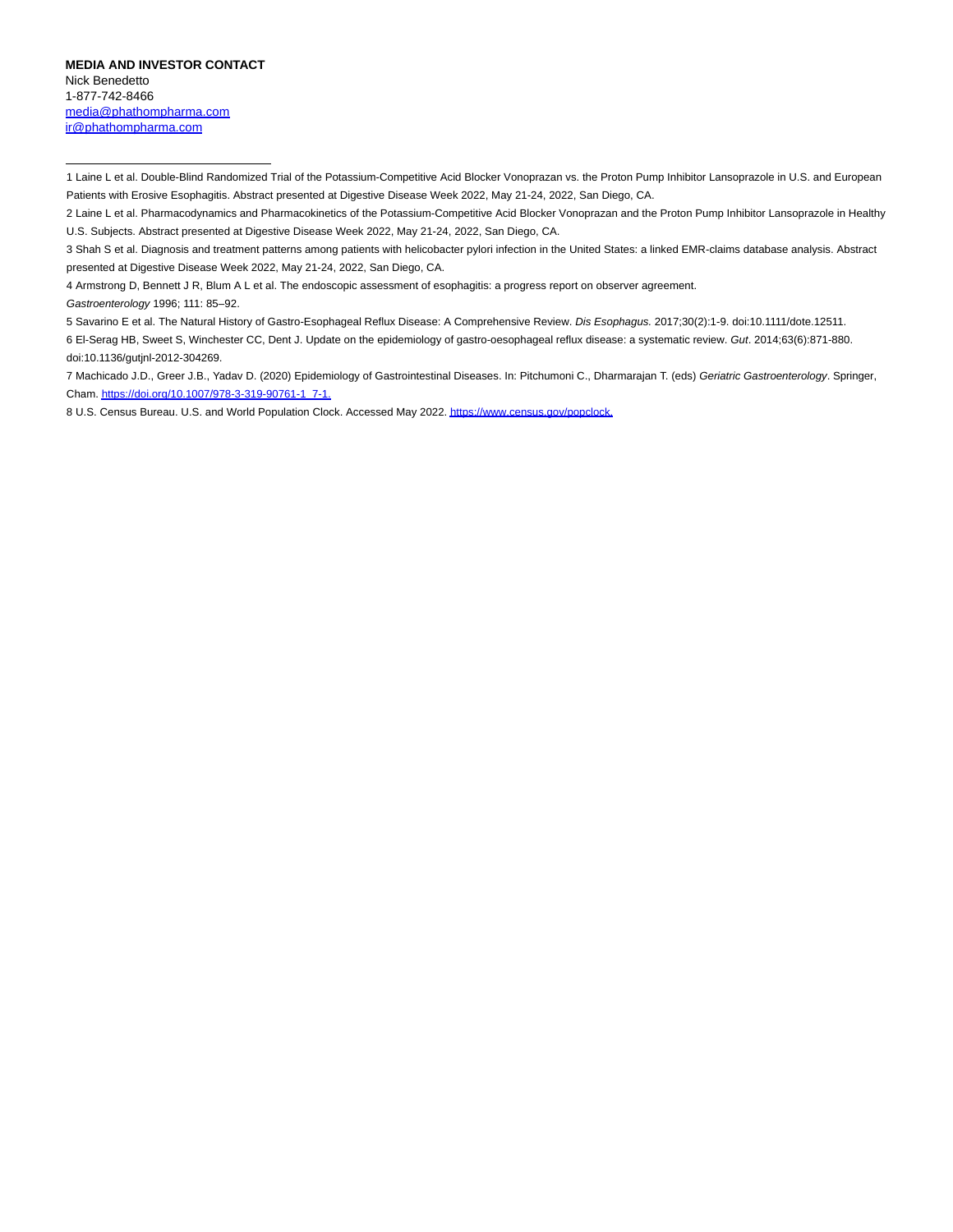**MEDIA AND INVESTOR CONTACT**
Nick Benedetto
1-877-742-8466
media@phathompharma.com
ir@phathompharma.com

---

1 Laine L et al. Double-Blind Randomized Trial of the Potassium-Competitive Acid Blocker Vonoprazan vs. the Proton Pump Inhibitor Lansoprazole in U.S. and European Patients with Erosive Esophagitis. Abstract presented at Digestive Disease Week 2022, May 21-24, 2022, San Diego, CA.

2 Laine L et al. Pharmacodynamics and Pharmacokinetics of the Potassium-Competitive Acid Blocker Vonoprazan and the Proton Pump Inhibitor Lansoprazole in Healthy U.S. Subjects. Abstract presented at Digestive Disease Week 2022, May 21-24, 2022, San Diego, CA.

3 Shah S et al. Diagnosis and treatment patterns among patients with helicobacter pylori infection in the United States: a linked EMR-claims database analysis. Abstract presented at Digestive Disease Week 2022, May 21-24, 2022, San Diego, CA.

4 Armstrong D, Bennett J R, Blum A L et al. The endoscopic assessment of esophagitis: a progress report on observer agreement. *Gastroenterology* 1996; 111: 85–92.

5 Savarino E et al. The Natural History of Gastro-Esophageal Reflux Disease: A Comprehensive Review. *Dis Esophagus.* 2017;30(2):1-9. doi:10.1111/dote.12511.

6 El-Serag HB, Sweet S, Winchester CC, Dent J. Update on the epidemiology of gastro-oesophageal reflux disease: a systematic review. *Gut*. 2014;63(6):871-880. doi:10.1136/gutjnl-2012-304269.

7 Machicado J.D., Greer J.B., Yadav D. (2020) Epidemiology of Gastrointestinal Diseases. In: Pitchumoni C., Dharmarajan T. (eds) *Geriatric Gastroenterology*. Springer, Cham. https://doi.org/10.1007/978-3-319-90761-1_7-1.

8 U.S. Census Bureau. U.S. and World Population Clock. Accessed May 2022. https://www.census.gov/popclock.